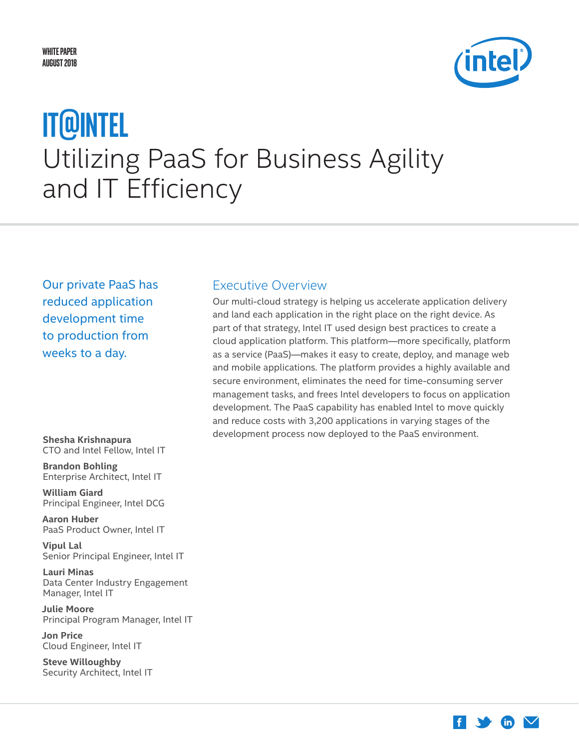WHITE PAPER
AUGUST 2018

# IT@INTEL

# Utilizing PaaS for Business Agility and IT Efficiency

Our private PaaS has reduced application development time to production from weeks to a day.

**Shesha Krishnapura**
CTO and Intel Fellow, Intel IT

**Brandon Bohling**
Enterprise Architect, Intel IT

**William Giard**
Principal Engineer, Intel DCG

**Aaron Huber**
PaaS Product Owner, Intel IT

**Vipul Lal**
Senior Principal Engineer, Intel IT

**Lauri Minas**
Data Center Industry Engagement Manager, Intel IT

**Julie Moore**
Principal Program Manager, Intel IT

**Jon Price**
Cloud Engineer, Intel IT

**Steve Willoughby**
Security Architect, Intel IT

## Executive Overview

Our multi-cloud strategy is helping us accelerate application delivery and land each application in the right place on the right device. As part of that strategy, Intel IT used design best practices to create a cloud application platform. This platform—more specifically, platform as a service (PaaS)—makes it easy to create, deploy, and manage web and mobile applications. The platform provides a highly available and secure environment, eliminates the need for time-consuming server management tasks, and frees Intel developers to focus on application development. The PaaS capability has enabled Intel to move quickly and reduce costs with 3,200 applications in varying stages of the development process now deployed to the PaaS environment.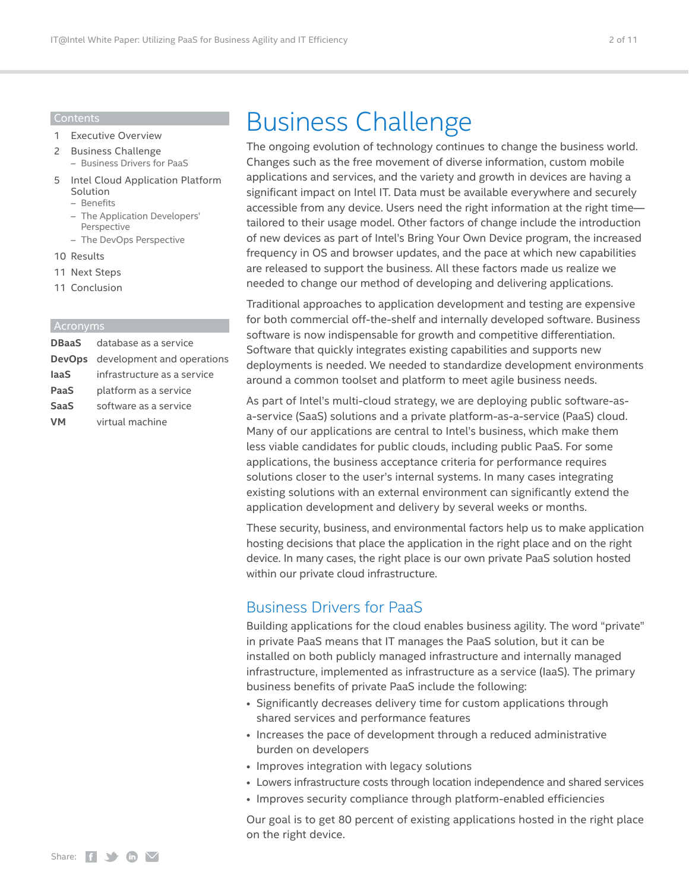## Contents

1 Executive Overview

2 Business Challenge
- Business Drivers for PaaS

5 Intel Cloud Application Platform Solution
- Benefits
- The Application Developers' Perspective
- The DevOps Perspective

10 Results

11 Next Steps

11 Conclusion

## Acronyms

| | |
|---|---|
| **DBaaS** | database as a service |
| **DevOps** | development and operations |
| **IaaS** | infrastructure as a service |
| **PaaS** | platform as a service |
| **SaaS** | software as a service |
| **VM** | virtual machine |

# Business Challenge

The ongoing evolution of technology continues to change the business world. Changes such as the free movement of diverse information, custom mobile applications and services, and the variety and growth in devices are having a significant impact on Intel IT. Data must be available everywhere and securely accessible from any device. Users need the right information at the right time—tailored to their usage model. Other factors of change include the introduction of new devices as part of Intel's Bring Your Own Device program, the increased frequency in OS and browser updates, and the pace at which new capabilities are released to support the business. All these factors made us realize we needed to change our method of developing and delivering applications.

Traditional approaches to application development and testing are expensive for both commercial off-the-shelf and internally developed software. Business software is now indispensable for growth and competitive differentiation. Software that quickly integrates existing capabilities and supports new deployments is needed. We needed to standardize development environments around a common toolset and platform to meet agile business needs.

As part of Intel's multi-cloud strategy, we are deploying public software-as-a-service (SaaS) solutions and a private platform-as-a-service (PaaS) cloud. Many of our applications are central to Intel's business, which make them less viable candidates for public clouds, including public PaaS. For some applications, the business acceptance criteria for performance requires solutions closer to the user's internal systems. In many cases integrating existing solutions with an external environment can significantly extend the application development and delivery by several weeks or months.

These security, business, and environmental factors help us to make application hosting decisions that place the application in the right place and on the right device. In many cases, the right place is our own private PaaS solution hosted within our private cloud infrastructure.

## Business Drivers for PaaS

Building applications for the cloud enables business agility. The word "private" in private PaaS means that IT manages the PaaS solution, but it can be installed on both publicly managed infrastructure and internally managed infrastructure, implemented as infrastructure as a service (IaaS). The primary business benefits of private PaaS include the following:

- Significantly decreases delivery time for custom applications through shared services and performance features
- Increases the pace of development through a reduced administrative burden on developers
- Improves integration with legacy solutions
- Lowers infrastructure costs through location independence and shared services
- Improves security compliance through platform-enabled efficiencies

Our goal is to get 80 percent of existing applications hosted in the right place on the right device.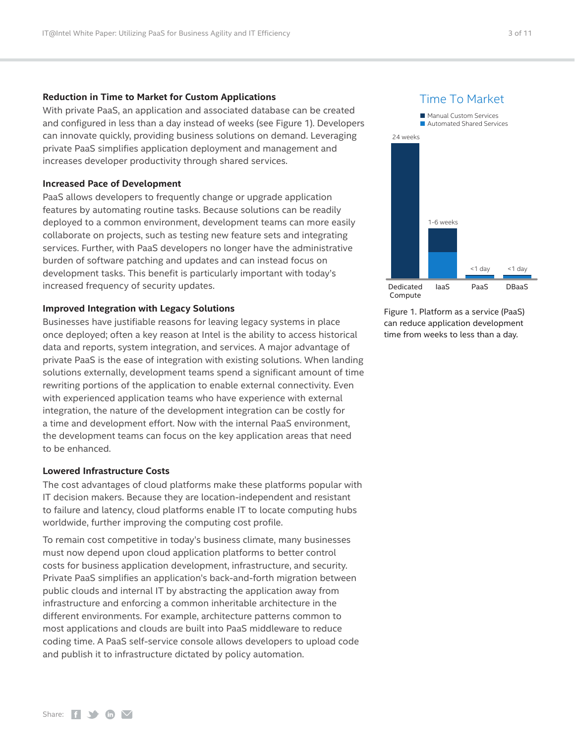### Reduction in Time to Market for Custom Applications

With private PaaS, an application and associated database can be created and configured in less than a day instead of weeks (see Figure 1). Developers can innovate quickly, providing business solutions on demand. Leveraging private PaaS simplifies application deployment and management and increases developer productivity through shared services.

### Increased Pace of Development

PaaS allows developers to frequently change or upgrade application features by automating routine tasks. Because solutions can be readily deployed to a common environment, development teams can more easily collaborate on projects, such as testing new feature sets and integrating services. Further, with PaaS developers no longer have the administrative burden of software patching and updates and can instead focus on development tasks. This benefit is particularly important with today's increased frequency of security updates.

### Improved Integration with Legacy Solutions

Businesses have justifiable reasons for leaving legacy systems in place once deployed; often a key reason at Intel is the ability to access historical data and reports, system integration, and services. A major advantage of private PaaS is the ease of integration with existing solutions. When landing solutions externally, development teams spend a significant amount of time rewriting portions of the application to enable external connectivity. Even with experienced application teams who have experience with external integration, the nature of the development integration can be costly for a time and development effort. Now with the internal PaaS environment, the development teams can focus on the key application areas that need to be enhanced.

### Lowered Infrastructure Costs

The cost advantages of cloud platforms make these platforms popular with IT decision makers. Because they are location-independent and resistant to failure and latency, cloud platforms enable IT to locate computing hubs worldwide, further improving the computing cost profile.

To remain cost competitive in today's business climate, many businesses must now depend upon cloud application platforms to better control costs for business application development, infrastructure, and security. Private PaaS simplifies an application's back-and-forth migration between public clouds and internal IT by abstracting the application away from infrastructure and enforcing a common inheritable architecture in the different environments. For example, architecture patterns common to most applications and clouds are built into PaaS middleware to reduce coding time. A PaaS self-service console allows developers to upload code and publish it to infrastructure dictated by policy automation.

**Time To Market**

Manual Custom Services / Automated Shared Services

| | Dedicated Compute | IaaS | PaaS | DBaaS |
|---|---|---|---|---|
| Time | 24 weeks | 1-6 weeks | <1 day | <1 day |

Figure 1. Platform as a service (PaaS) can reduce application development time from weeks to less than a day.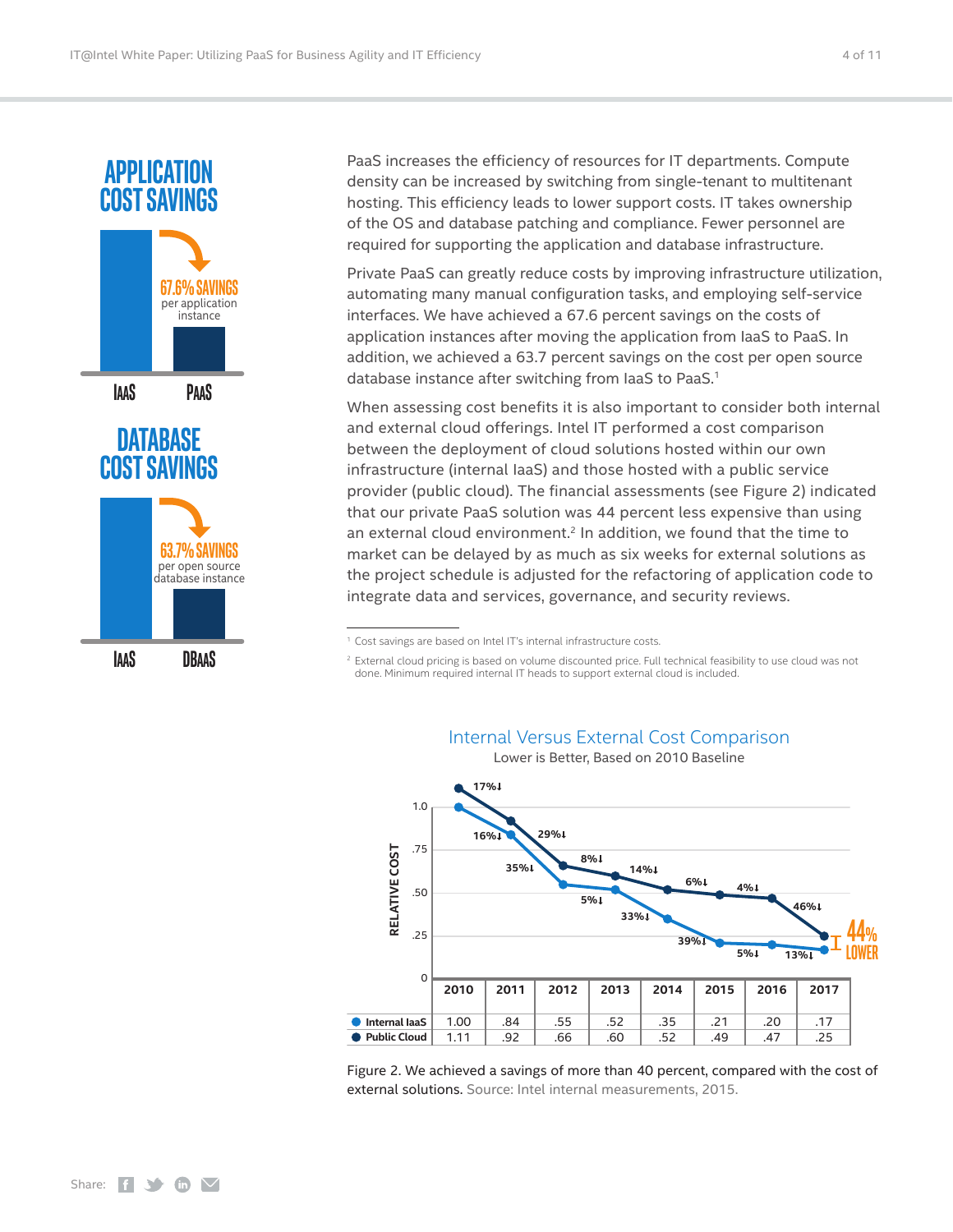## APPLICATION COST SAVINGS

67.6% SAVINGS per application instance

IAAS | PAAS

## DATABASE COST SAVINGS

63.7% SAVINGS per open source database instance

IAAS | DBAAS

PaaS increases the efficiency of resources for IT departments. Compute density can be increased by switching from single-tenant to multitenant hosting. This efficiency leads to lower support costs. IT takes ownership of the OS and database patching and compliance. Fewer personnel are required for supporting the application and database infrastructure.

Private PaaS can greatly reduce costs by improving infrastructure utilization, automating many manual configuration tasks, and employing self-service interfaces. We have achieved a 67.6 percent savings on the costs of application instances after moving the application from IaaS to PaaS. In addition, we achieved a 63.7 percent savings on the cost per open source database instance after switching from IaaS to PaaS.[1]

When assessing cost benefits it is also important to consider both internal and external cloud offerings. Intel IT performed a cost comparison between the deployment of cloud solutions hosted within our own infrastructure (internal IaaS) and those hosted with a public service provider (public cloud). The financial assessments (see Figure 2) indicated that our private PaaS solution was 44 percent less expensive than using an external cloud environment.[2] In addition, we found that the time to market can be delayed by as much as six weeks for external solutions as the project schedule is adjusted for the refactoring of application code to integrate data and services, governance, and security reviews.

[1] Cost savings are based on Intel IT's internal infrastructure costs.

[2] External cloud pricing is based on volume discounted price. Full technical feasibility to use cloud was not done. Minimum required internal IT heads to support external cloud is included.

### Internal Versus External Cost Comparison

Lower is Better, Based on 2010 Baseline

| | 2010 | 2011 | 2012 | 2013 | 2014 | 2015 | 2016 | 2017 |
|---|---|---|---|---|---|---|---|---|
| Internal IaaS | 1.00 | .84 | .55 | .52 | .35 | .21 | .20 | .17 |
| Public Cloud | 1.11 | .92 | .66 | .60 | .52 | .49 | .47 | .25 |

Year-over-year decreases — Internal IaaS: 16%↓, 35%↓, 5%↓, 33%↓, 39%↓, 5%↓, 13%↓; Public Cloud: 17%↓, 29%↓, 8%↓, 14%↓, 6%↓, 4%↓, 46%↓

44% LOWER

Figure 2. We achieved a savings of more than 40 percent, compared with the cost of external solutions. Source: Intel internal measurements, 2015.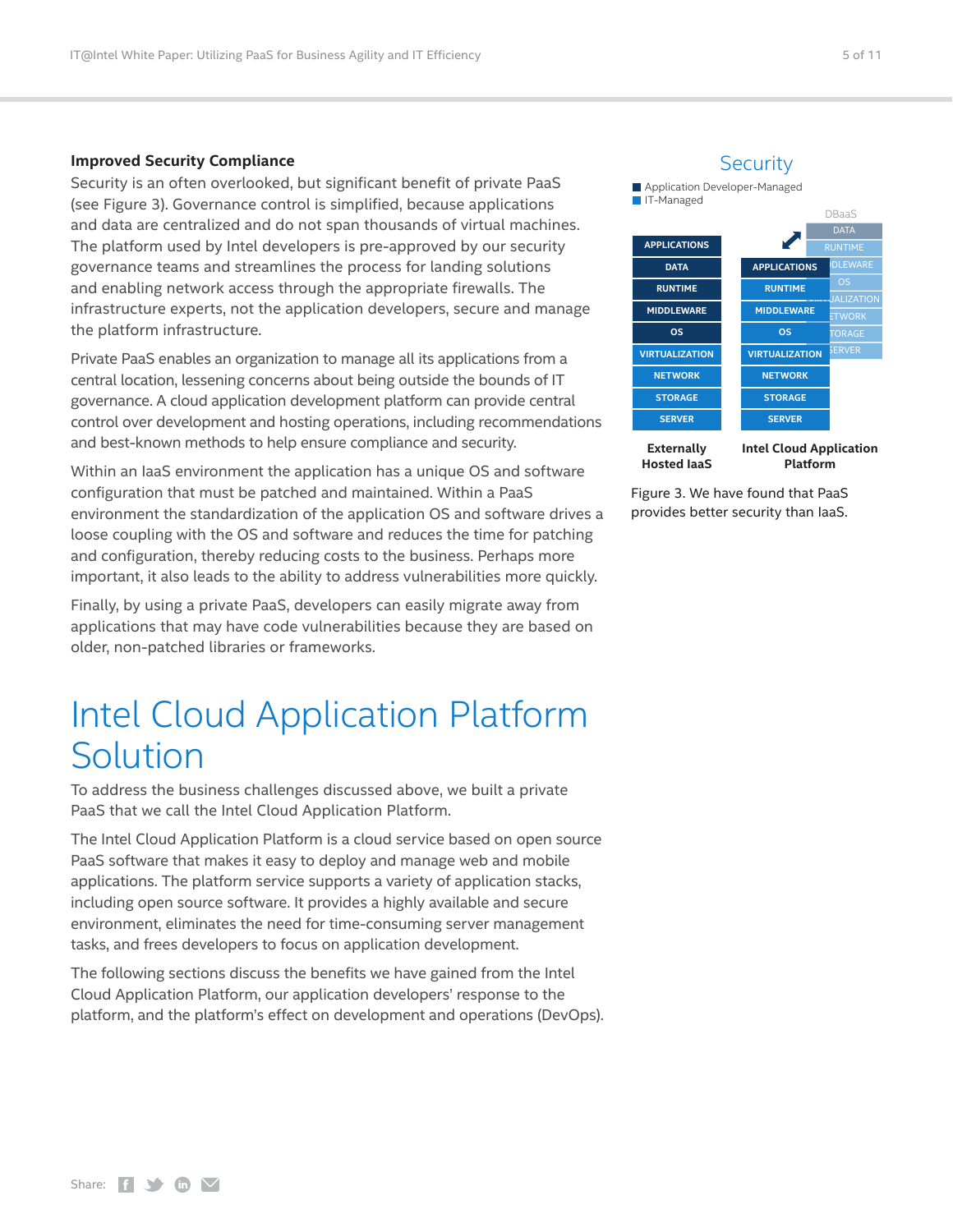### Improved Security Compliance

Security is an often overlooked, but significant benefit of private PaaS (see Figure 3). Governance control is simplified, because applications and data are centralized and do not span thousands of virtual machines. The platform used by Intel developers is pre-approved by our security governance teams and streamlines the process for landing solutions and enabling network access through the appropriate firewalls. The infrastructure experts, not the application developers, secure and manage the platform infrastructure.

Private PaaS enables an organization to manage all its applications from a central location, lessening concerns about being outside the bounds of IT governance. A cloud application development platform can provide central control over development and hosting operations, including recommendations and best-known methods to help ensure compliance and security.

Within an IaaS environment the application has a unique OS and software configuration that must be patched and maintained. Within a PaaS environment the standardization of the application OS and software drives a loose coupling with the OS and software and reduces the time for patching and configuration, thereby reducing costs to the business. Perhaps more important, it also leads to the ability to address vulnerabilities more quickly.

Finally, by using a private PaaS, developers can easily migrate away from applications that may have code vulnerabilities because they are based on older, non-patched libraries or frameworks.

Security

- Application Developer-Managed
- IT-Managed

| Externally Hosted IaaS | Intel Cloud Application Platform | DBaaS |
|---|---|---|
| APPLICATIONS | | DATA |
| DATA | APPLICATIONS | RUNTIME |
| RUNTIME | RUNTIME | MIDDLEWARE |
| MIDDLEWARE | MIDDLEWARE | OS |
| OS | OS | VIRTUALIZATION |
| VIRTUALIZATION | VIRTUALIZATION | NETWORK |
| NETWORK | NETWORK | STORAGE |
| STORAGE | STORAGE | SERVER |
| SERVER | SERVER | |

Figure 3. We have found that PaaS provides better security than IaaS.

# Intel Cloud Application Platform Solution

To address the business challenges discussed above, we built a private PaaS that we call the Intel Cloud Application Platform.

The Intel Cloud Application Platform is a cloud service based on open source PaaS software that makes it easy to deploy and manage web and mobile applications. The platform service supports a variety of application stacks, including open source software. It provides a highly available and secure environment, eliminates the need for time-consuming server management tasks, and frees developers to focus on application development.

The following sections discuss the benefits we have gained from the Intel Cloud Application Platform, our application developers' response to the platform, and the platform's effect on development and operations (DevOps).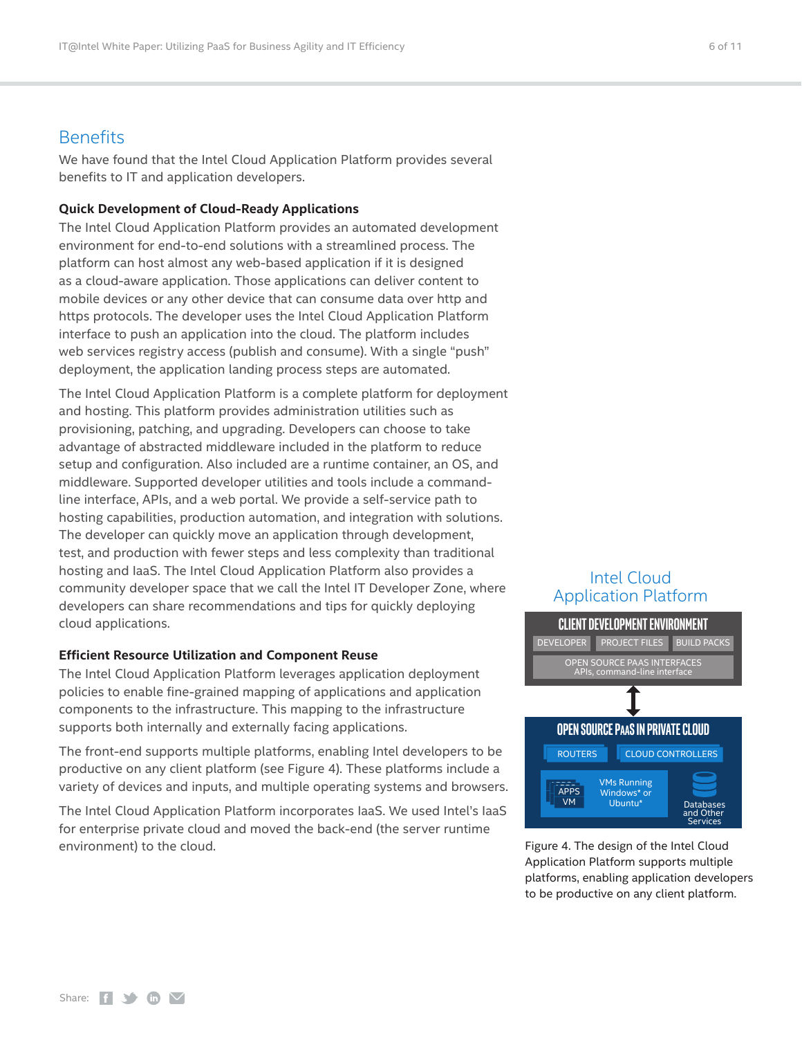## Benefits

We have found that the Intel Cloud Application Platform provides several benefits to IT and application developers.

### Quick Development of Cloud-Ready Applications

The Intel Cloud Application Platform provides an automated development environment for end-to-end solutions with a streamlined process. The platform can host almost any web-based application if it is designed as a cloud-aware application. Those applications can deliver content to mobile devices or any other device that can consume data over http and https protocols. The developer uses the Intel Cloud Application Platform interface to push an application into the cloud. The platform includes web services registry access (publish and consume). With a single "push" deployment, the application landing process steps are automated.

The Intel Cloud Application Platform is a complete platform for deployment and hosting. This platform provides administration utilities such as provisioning, patching, and upgrading. Developers can choose to take advantage of abstracted middleware included in the platform to reduce setup and configuration. Also included are a runtime container, an OS, and middleware. Supported developer utilities and tools include a command-line interface, APIs, and a web portal. We provide a self-service path to hosting capabilities, production automation, and integration with solutions. The developer can quickly move an application through development, test, and production with fewer steps and less complexity than traditional hosting and IaaS. The Intel Cloud Application Platform also provides a community developer space that we call the Intel IT Developer Zone, where developers can share recommendations and tips for quickly deploying cloud applications.

### Efficient Resource Utilization and Component Reuse

The Intel Cloud Application Platform leverages application deployment policies to enable fine-grained mapping of applications and application components to the infrastructure. This mapping to the infrastructure supports both internally and externally facing applications.

The front-end supports multiple platforms, enabling Intel developers to be productive on any client platform (see Figure 4). These platforms include a variety of devices and inputs, and multiple operating systems and browsers.

The Intel Cloud Application Platform incorporates IaaS. We used Intel's IaaS for enterprise private cloud and moved the back-end (the server runtime environment) to the cloud.

**Intel Cloud Application Platform**

**CLIENT DEVELOPMENT ENVIRONMENT**
DEVELOPER | PROJECT FILES | BUILD PACKS
OPEN SOURCE PAAS INTERFACES
APIs, command-line interface

**OPEN SOURCE PAAS IN PRIVATE CLOUD**
ROUTERS | CLOUD CONTROLLERS
APPS VM | VMs Running Windows* or Ubuntu* | Databases and Other Services

Figure 4. The design of the Intel Cloud Application Platform supports multiple platforms, enabling application developers to be productive on any client platform.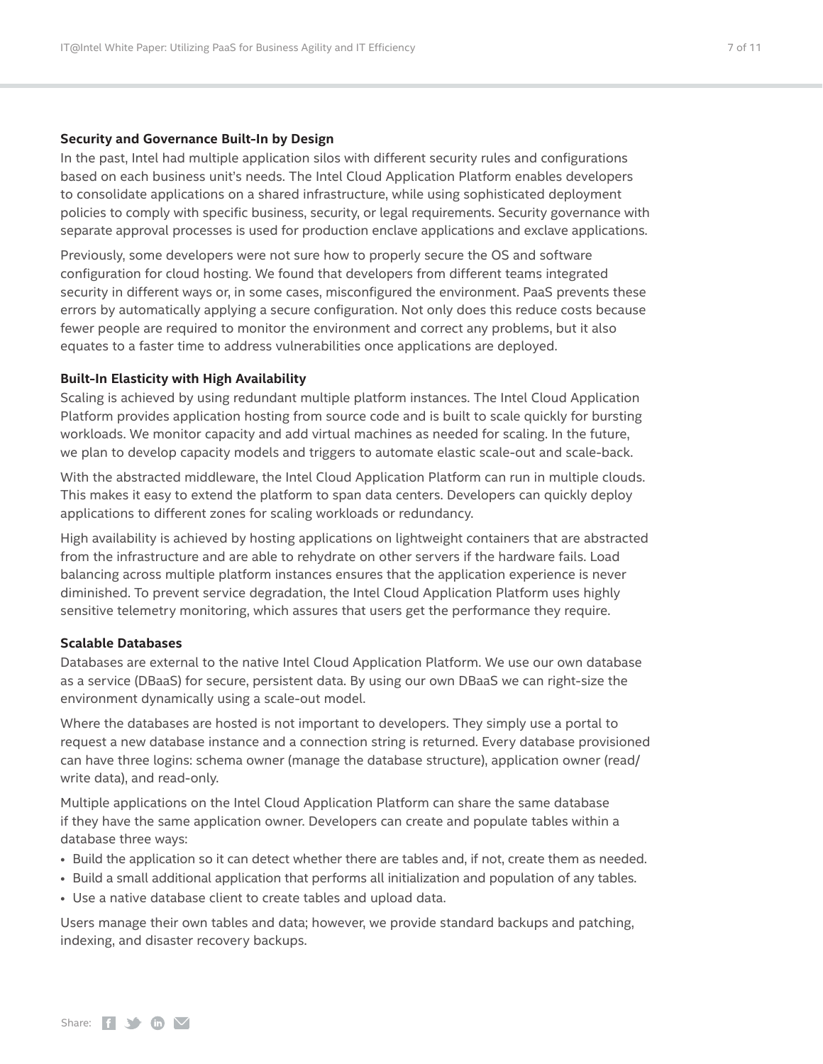**Security and Governance Built-In by Design**

In the past, Intel had multiple application silos with different security rules and configurations based on each business unit's needs. The Intel Cloud Application Platform enables developers to consolidate applications on a shared infrastructure, while using sophisticated deployment policies to comply with specific business, security, or legal requirements. Security governance with separate approval processes is used for production enclave applications and exclave applications.

Previously, some developers were not sure how to properly secure the OS and software configuration for cloud hosting. We found that developers from different teams integrated security in different ways or, in some cases, misconfigured the environment. PaaS prevents these errors by automatically applying a secure configuration. Not only does this reduce costs because fewer people are required to monitor the environment and correct any problems, but it also equates to a faster time to address vulnerabilities once applications are deployed.

**Built-In Elasticity with High Availability**

Scaling is achieved by using redundant multiple platform instances. The Intel Cloud Application Platform provides application hosting from source code and is built to scale quickly for bursting workloads. We monitor capacity and add virtual machines as needed for scaling. In the future, we plan to develop capacity models and triggers to automate elastic scale-out and scale-back.

With the abstracted middleware, the Intel Cloud Application Platform can run in multiple clouds. This makes it easy to extend the platform to span data centers. Developers can quickly deploy applications to different zones for scaling workloads or redundancy.

High availability is achieved by hosting applications on lightweight containers that are abstracted from the infrastructure and are able to rehydrate on other servers if the hardware fails. Load balancing across multiple platform instances ensures that the application experience is never diminished. To prevent service degradation, the Intel Cloud Application Platform uses highly sensitive telemetry monitoring, which assures that users get the performance they require.

**Scalable Databases**

Databases are external to the native Intel Cloud Application Platform. We use our own database as a service (DBaaS) for secure, persistent data. By using our own DBaaS we can right-size the environment dynamically using a scale-out model.

Where the databases are hosted is not important to developers. They simply use a portal to request a new database instance and a connection string is returned. Every database provisioned can have three logins: schema owner (manage the database structure), application owner (read/write data), and read-only.

Multiple applications on the Intel Cloud Application Platform can share the same database if they have the same application owner. Developers can create and populate tables within a database three ways:

- Build the application so it can detect whether there are tables and, if not, create them as needed.
- Build a small additional application that performs all initialization and population of any tables.
- Use a native database client to create tables and upload data.

Users manage their own tables and data; however, we provide standard backups and patching, indexing, and disaster recovery backups.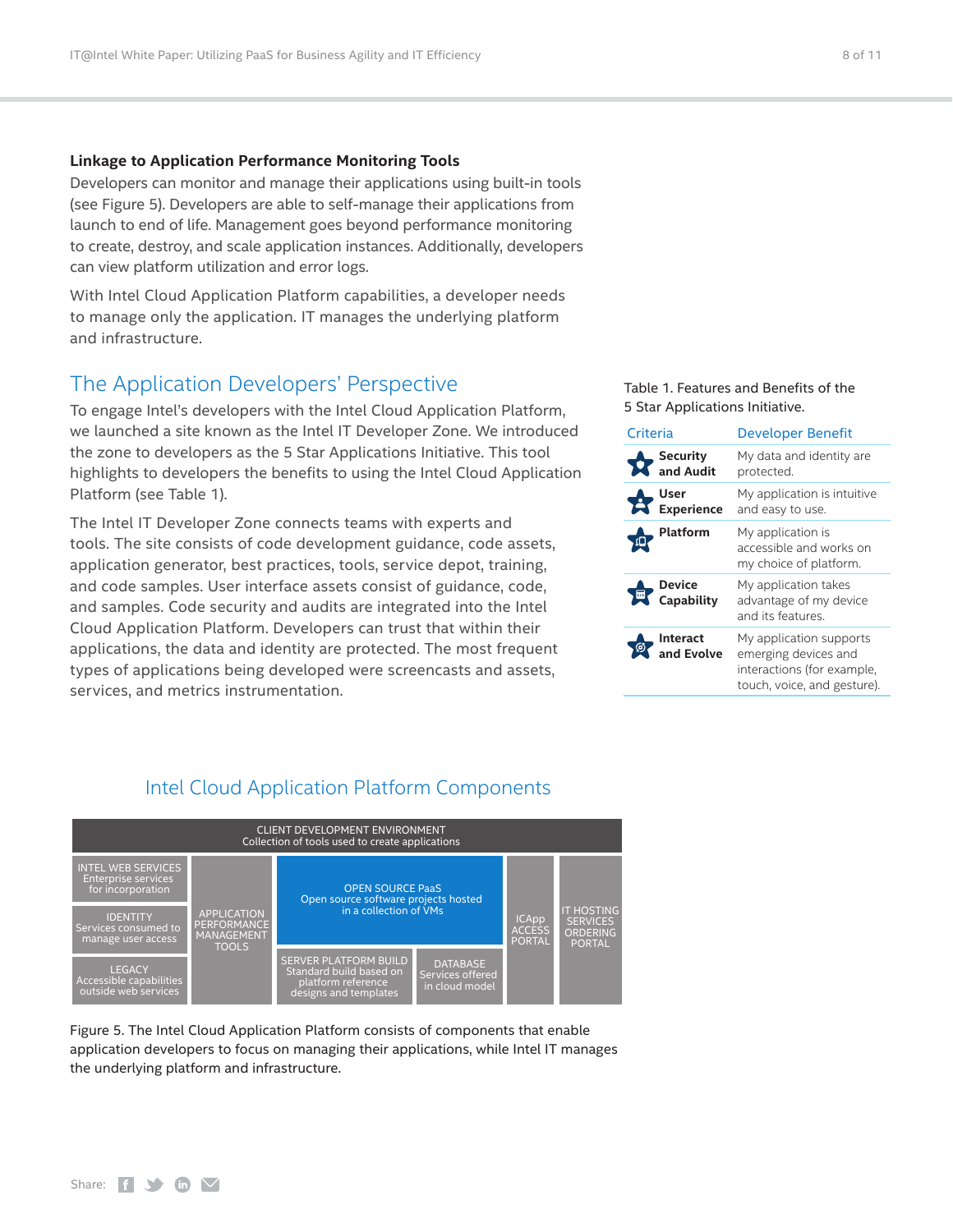### Linkage to Application Performance Monitoring Tools

Developers can monitor and manage their applications using built-in tools (see Figure 5). Developers are able to self-manage their applications from launch to end of life. Management goes beyond performance monitoring to create, destroy, and scale application instances. Additionally, developers can view platform utilization and error logs.

With Intel Cloud Application Platform capabilities, a developer needs to manage only the application. IT manages the underlying platform and infrastructure.

## The Application Developers' Perspective

To engage Intel's developers with the Intel Cloud Application Platform, we launched a site known as the Intel IT Developer Zone. We introduced the zone to developers as the 5 Star Applications Initiative. This tool highlights to developers the benefits to using the Intel Cloud Application Platform (see Table 1).

The Intel IT Developer Zone connects teams with experts and tools. The site consists of code development guidance, code assets, application generator, best practices, tools, service depot, training, and code samples. User interface assets consist of guidance, code, and samples. Code security and audits are integrated into the Intel Cloud Application Platform. Developers can trust that within their applications, the data and identity are protected. The most frequent types of applications being developed were screencasts and assets, services, and metrics instrumentation.

Table 1. Features and Benefits of the 5 Star Applications Initiative.

| Criteria | Developer Benefit |
|---|---|
| **Security and Audit** | My data and identity are protected. |
| **User Experience** | My application is intuitive and easy to use. |
| **Platform** | My application is accessible and works on my choice of platform. |
| **Device Capability** | My application takes advantage of my device and its features. |
| **Interact and Evolve** | My application supports emerging devices and interactions (for example, touch, voice, and gesture). |

### Intel Cloud Application Platform Components

- CLIENT DEVELOPMENT ENVIRONMENT — Collection of tools used to create applications
- INTEL WEB SERVICES — Enterprise services for incorporation
- IDENTITY — Services consumed to manage user access
- LEGACY — Accessible capabilities outside web services
- APPLICATION PERFORMANCE MANAGEMENT TOOLS
- OPEN SOURCE PaaS — Open source software projects hosted in a collection of VMs
- SERVER PLATFORM BUILD — Standard build based on platform reference designs and templates
- DATABASE — Services offered in cloud model
- ICApp ACCESS PORTAL
- IT HOSTING SERVICES ORDERING PORTAL

Figure 5. The Intel Cloud Application Platform consists of components that enable application developers to focus on managing their applications, while Intel IT manages the underlying platform and infrastructure.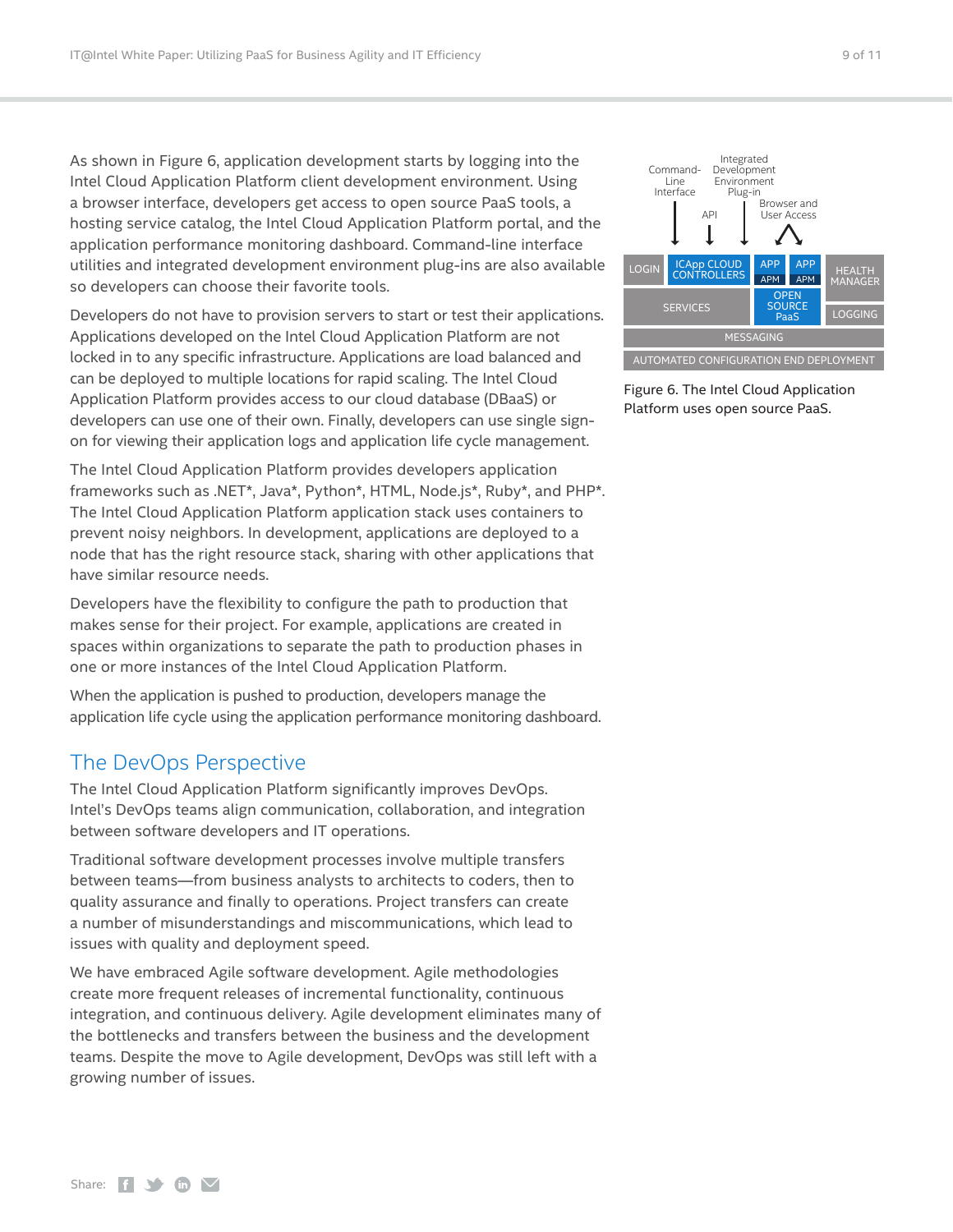As shown in Figure 6, application development starts by logging into the Intel Cloud Application Platform client development environment. Using a browser interface, developers get access to open source PaaS tools, a hosting service catalog, the Intel Cloud Application Platform portal, and the application performance monitoring dashboard. Command-line interface utilities and integrated development environment plug-ins are also available so developers can choose their favorite tools.

Developers do not have to provision servers to start or test their applications. Applications developed on the Intel Cloud Application Platform are not locked in to any specific infrastructure. Applications are load balanced and can be deployed to multiple locations for rapid scaling. The Intel Cloud Application Platform provides access to our cloud database (DBaaS) or developers can use one of their own. Finally, developers can use single sign-on for viewing their application logs and application life cycle management.

The Intel Cloud Application Platform provides developers application frameworks such as .NET*, Java*, Python*, HTML, Node.js*, Ruby*, and PHP*. The Intel Cloud Application Platform application stack uses containers to prevent noisy neighbors. In development, applications are deployed to a node that has the right resource stack, sharing with other applications that have similar resource needs.

Developers have the flexibility to configure the path to production that makes sense for their project. For example, applications are created in spaces within organizations to separate the path to production phases in one or more instances of the Intel Cloud Application Platform.

When the application is pushed to production, developers manage the application life cycle using the application performance monitoring dashboard.

Command-Line Interface | API | Integrated Development Environment Plug-in | Browser and User Access

LOGIN | ICApp CLOUD CONTROLLERS | APP / APM | APP / APM | HEALTH MANAGER

SERVICES | OPEN SOURCE PaaS | LOGGING

MESSAGING

AUTOMATED CONFIGURATION END DEPLOYMENT

Figure 6. The Intel Cloud Application Platform uses open source PaaS.

## The DevOps Perspective

The Intel Cloud Application Platform significantly improves DevOps. Intel's DevOps teams align communication, collaboration, and integration between software developers and IT operations.

Traditional software development processes involve multiple transfers between teams—from business analysts to architects to coders, then to quality assurance and finally to operations. Project transfers can create a number of misunderstandings and miscommunications, which lead to issues with quality and deployment speed.

We have embraced Agile software development. Agile methodologies create more frequent releases of incremental functionality, continuous integration, and continuous delivery. Agile development eliminates many of the bottlenecks and transfers between the business and the development teams. Despite the move to Agile development, DevOps was still left with a growing number of issues.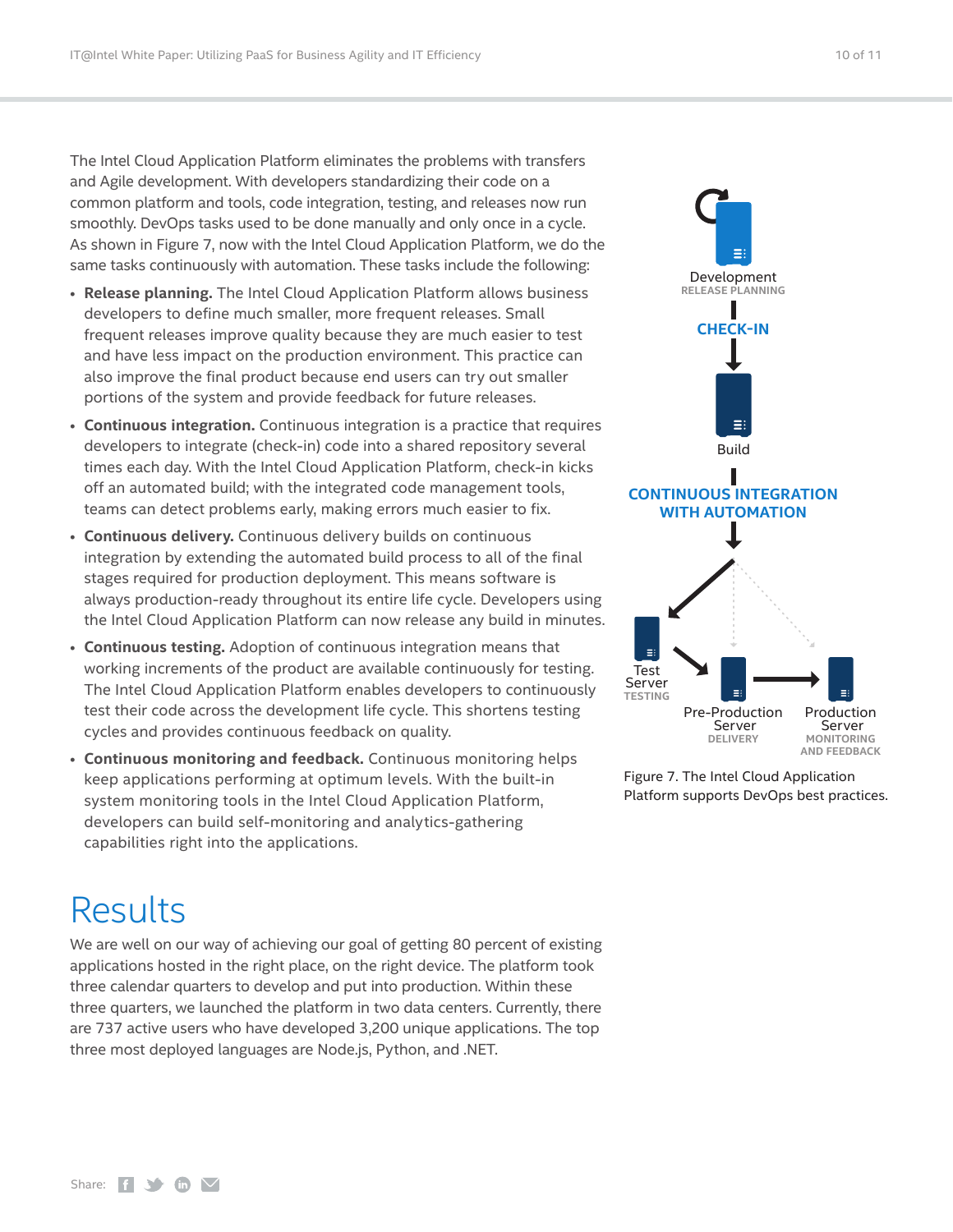The Intel Cloud Application Platform eliminates the problems with transfers and Agile development. With developers standardizing their code on a common platform and tools, code integration, testing, and releases now run smoothly. DevOps tasks used to be done manually and only once in a cycle. As shown in Figure 7, now with the Intel Cloud Application Platform, we do the same tasks continuously with automation. These tasks include the following:

- **Release planning.** The Intel Cloud Application Platform allows business developers to define much smaller, more frequent releases. Small frequent releases improve quality because they are much easier to test and have less impact on the production environment. This practice can also improve the final product because end users can try out smaller portions of the system and provide feedback for future releases.
- **Continuous integration.** Continuous integration is a practice that requires developers to integrate (check-in) code into a shared repository several times each day. With the Intel Cloud Application Platform, check-in kicks off an automated build; with the integrated code management tools, teams can detect problems early, making errors much easier to fix.
- **Continuous delivery.** Continuous delivery builds on continuous integration by extending the automated build process to all of the final stages required for production deployment. This means software is always production-ready throughout its entire life cycle. Developers using the Intel Cloud Application Platform can now release any build in minutes.
- **Continuous testing.** Adoption of continuous integration means that working increments of the product are available continuously for testing. The Intel Cloud Application Platform enables developers to continuously test their code across the development life cycle. This shortens testing cycles and provides continuous feedback on quality.
- **Continuous monitoring and feedback.** Continuous monitoring helps keep applications performing at optimum levels. With the built-in system monitoring tools in the Intel Cloud Application Platform, developers can build self-monitoring and analytics-gathering capabilities right into the applications.

Development
RELEASE PLANNING

CHECK-IN

Build

CONTINUOUS INTEGRATION WITH AUTOMATION

Test Server
TESTING

Pre-Production Server
DELIVERY

Production Server
MONITORING AND FEEDBACK

Figure 7. The Intel Cloud Application Platform supports DevOps best practices.

# Results

We are well on our way of achieving our goal of getting 80 percent of existing applications hosted in the right place, on the right device. The platform took three calendar quarters to develop and put into production. Within these three quarters, we launched the platform in two data centers. Currently, there are 737 active users who have developed 3,200 unique applications. The top three most deployed languages are Node.js, Python, and .NET.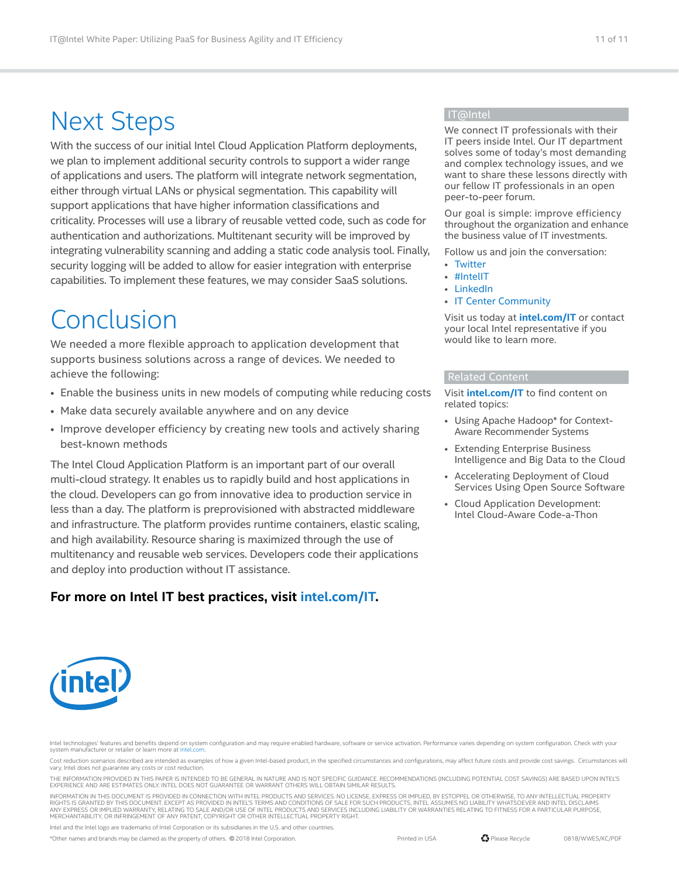# Next Steps

With the success of our initial Intel Cloud Application Platform deployments, we plan to implement additional security controls to support a wider range of applications and users. The platform will integrate network segmentation, either through virtual LANs or physical segmentation. This capability will support applications that have higher information classifications and criticality. Processes will use a library of reusable vetted code, such as code for authentication and authorizations. Multitenant security will be improved by integrating vulnerability scanning and adding a static code analysis tool. Finally, security logging will be added to allow for easier integration with enterprise capabilities. To implement these features, we may consider SaaS solutions.

# Conclusion

We needed a more flexible approach to application development that supports business solutions across a range of devices. We needed to achieve the following:

- Enable the business units in new models of computing while reducing costs
- Make data securely available anywhere and on any device
- Improve developer efficiency by creating new tools and actively sharing best-known methods

The Intel Cloud Application Platform is an important part of our overall multi-cloud strategy. It enables us to rapidly build and host applications in the cloud. Developers can go from innovative idea to production service in less than a day. The platform is preprovisioned with abstracted middleware and infrastructure. The platform provides runtime containers, elastic scaling, and high availability. Resource sharing is maximized through the use of multitenancy and reusable web services. Developers code their applications and deploy into production without IT assistance.

**For more on Intel IT best practices, visit intel.com/IT.**

## IT@Intel

We connect IT professionals with their IT peers inside Intel. Our IT department solves some of today's most demanding and complex technology issues, and we want to share these lessons directly with our fellow IT professionals in an open peer-to-peer forum.

Our goal is simple: improve efficiency throughout the organization and enhance the business value of IT investments.

Follow us and join the conversation:

- Twitter
- #IntelIT
- LinkedIn
- IT Center Community

Visit us today at **intel.com/IT** or contact your local Intel representative if you would like to learn more.

## Related Content

Visit **intel.com/IT** to find content on related topics:

- Using Apache Hadoop* for Context-Aware Recommender Systems
- Extending Enterprise Business Intelligence and Big Data to the Cloud
- Accelerating Deployment of Cloud Services Using Open Source Software
- Cloud Application Development: Intel Cloud-Aware Code-a-Thon

intel

Intel technologies' features and benefits depend on system configuration and may require enabled hardware, software or service activation. Performance varies depending on system configuration. Check with your system manufacturer or retailer or learn more at intel.com.

Cost reduction scenarios described are intended as examples of how a given Intel-based product, in the specified circumstances and configurations, may affect future costs and provide cost savings. Circumstances will vary. Intel does not guarantee any costs or cost reduction.

THE INFORMATION PROVIDED IN THIS PAPER IS INTENDED TO BE GENERAL IN NATURE AND IS NOT SPECIFIC GUIDANCE. RECOMMENDATIONS (INCLUDING POTENTIAL COST SAVINGS) ARE BASED UPON INTEL'S EXPERIENCE AND ARE ESTIMATES ONLY. INTEL DOES NOT GUARANTEE OR WARRANT OTHERS WILL OBTAIN SIMILAR RESULTS.

INFORMATION IN THIS DOCUMENT IS PROVIDED IN CONNECTION WITH INTEL PRODUCTS AND SERVICES. NO LICENSE, EXPRESS OR IMPLIED, BY ESTOPPEL OR OTHERWISE, TO ANY INTELLECTUAL PROPERTY RIGHTS IS GRANTED BY THIS DOCUMENT. EXCEPT AS PROVIDED IN INTEL'S TERMS AND CONDITIONS OF SALE FOR SUCH PRODUCTS, INTEL ASSUMES NO LIABILITY WHATSOEVER AND INTEL DISCLAIMS ANY EXPRESS OR IMPLIED WARRANTY, RELATING TO SALE AND/OR USE OF INTEL PRODUCTS AND SERVICES INCLUDING LIABILITY OR WARRANTIES RELATING TO FITNESS FOR A PARTICULAR PURPOSE, MERCHANTABILITY, OR INFRINGEMENT OF ANY PATENT, COPYRIGHT OR OTHER INTELLECTUAL PROPERTY RIGHT.

Intel and the Intel logo are trademarks of Intel Corporation or its subsidiaries in the U.S. and other countries.

*Other names and brands may be claimed as the property of others. © 2018 Intel Corporation. Printed in USA Please Recycle 0818/WWES/KC/PDF